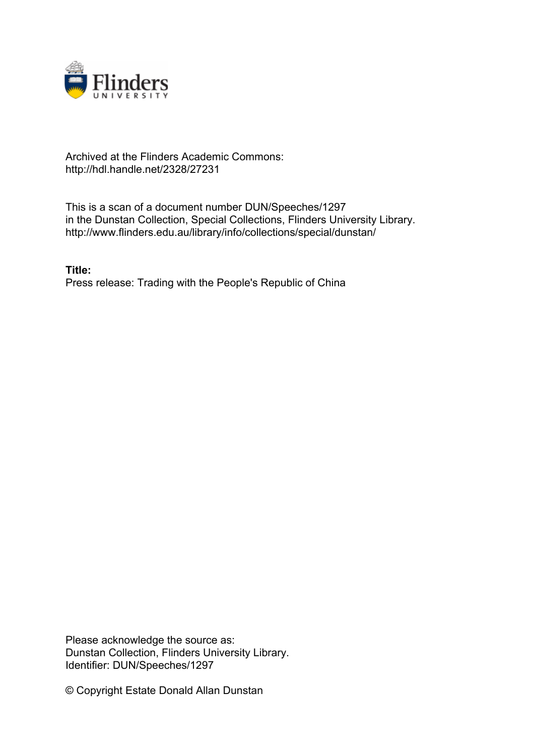Archived at the Flinders Academic Commons:
http://hdl.handle.net/2328/27231

This is a scan of a document number DUN/Speeches/1297
in the Dunstan Collection, Special Collections, Flinders University Library.
http://www.flinders.edu.au/library/info/collections/special/dunstan/

**Title:**
Press release: Trading with the People's Republic of China

Please acknowledge the source as:
Dunstan Collection, Flinders University Library.
Identifier: DUN/Speeches/1297

© Copyright Estate Donald Allan Dunstan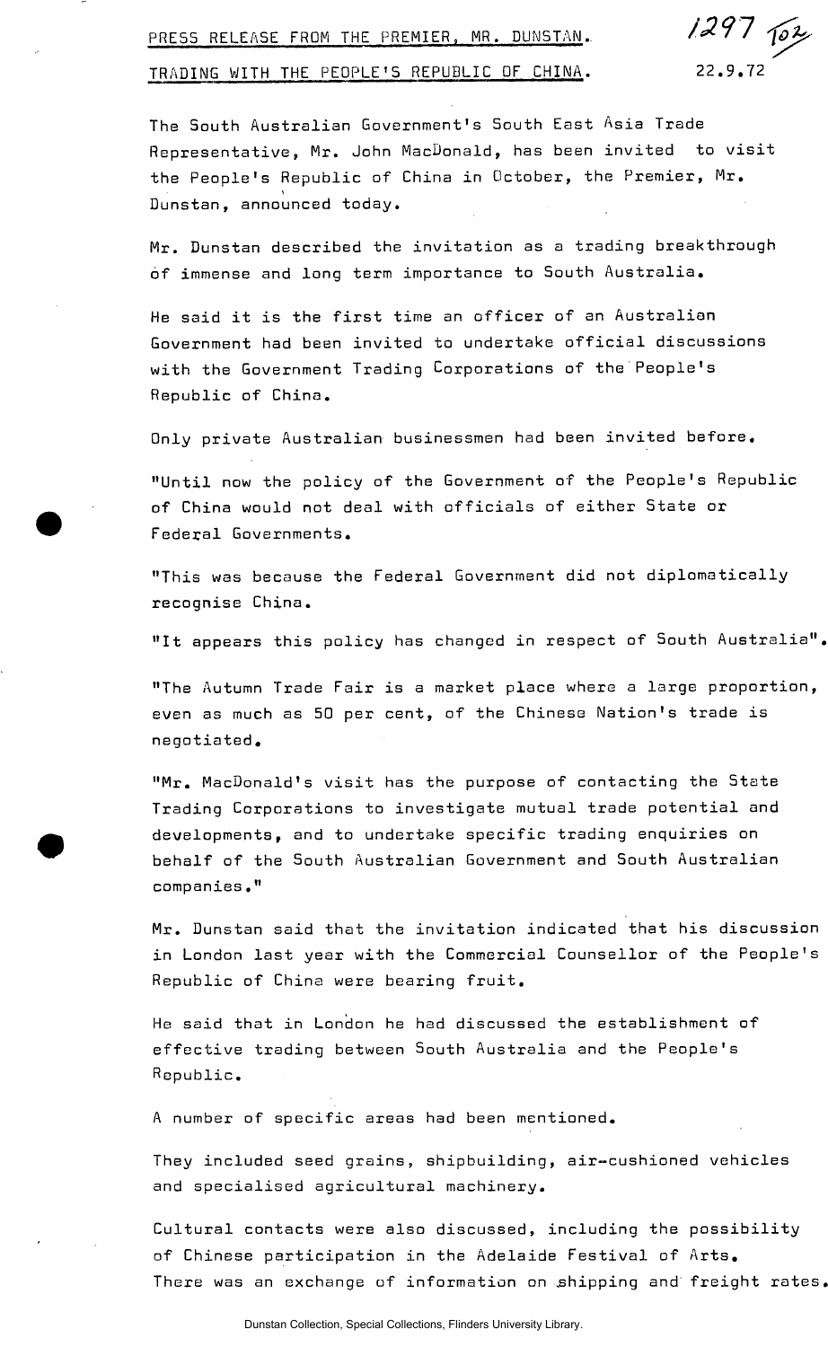PRESS RELEASE FROM THE PREMIER, MR. DUNSTAN.

TRADING WITH THE PEOPLE'S REPUBLIC OF CHINA.

1297 TO2

22.9.72

The South Australian Government's South East Asia Trade Representative, Mr. John MacDonald, has been invited to visit the People's Republic of China in October, the Premier, Mr. Dunstan, announced today.

Mr. Dunstan described the invitation as a trading breakthrough of immense and long term importance to South Australia.

He said it is the first time an officer of an Australian Government had been invited to undertake official discussions with the Government Trading Corporations of the People's Republic of China.

Only private Australian businessmen had been invited before.

"Until now the policy of the Government of the People's Republic of China would not deal with officials of either State or Federal Governments.

"This was because the Federal Government did not diplomatically recognise China.

"It appears this policy has changed in respect of South Australia".

"The Autumn Trade Fair is a market place where a large proportion, even as much as 50 per cent, of the Chinese Nation's trade is negotiated.

"Mr. MacDonald's visit has the purpose of contacting the State Trading Corporations to investigate mutual trade potential and developments, and to undertake specific trading enquiries on behalf of the South Australian Government and South Australian companies."

Mr. Dunstan said that the invitation indicated that his discussion in London last year with the Commercial Counsellor of the People's Republic of China were bearing fruit.

He said that in London he had discussed the establishment of effective trading between South Australia and the People's Republic.

A number of specific areas had been mentioned.

They included seed grains, shipbuilding, air-cushioned vehicles and specialised agricultural machinery.

Cultural contacts were also discussed, including the possibility of Chinese participation in the Adelaide Festival of Arts. There was an exchange of information on shipping and freight rates.

Dunstan Collection, Special Collections, Flinders University Library.